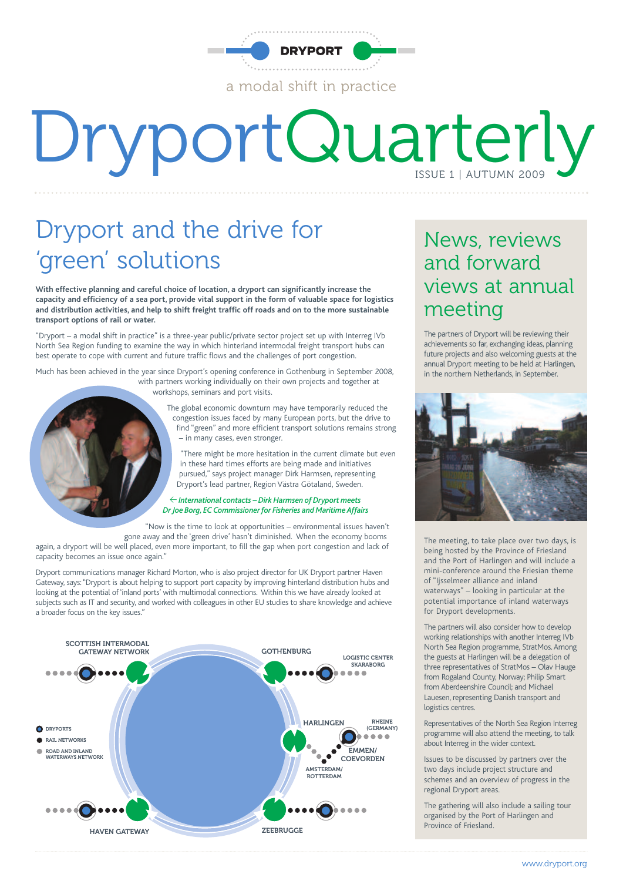DRYPORT

a modal shift in practice

# DryportQuarterly

ISSUE 1 | AUTUMN 2009

## Dryport and the drive for 'green' solutions

**With effective planning and careful choice of location, a dryport can significantly increase the capacity and efficiency of a sea port, provide vital support in the form of valuable space for logistics and distribution activities, and help to shift freight traffic off roads and on to the more sustainable transport options of rail or water.**

"Dryport – a modal shift in practice" is a three-year public/private sector project set up with Interreg IVb North Sea Region funding to examine the way in which hinterland intermodal freight transport hubs can best operate to cope with current and future traffic flows and the challenges of port congestion.

Much has been achieved in the year since Dryport's opening conference in Gothenburg in September 2008, with partners working individually on their own projects and together at workshops, seminars and port visits.

The global economic downturn may have temporarily reduced the congestion issues faced by many European ports, but the drive to find "green" and more efficient transport solutions remains strong – in many cases, even stronger.

"There might be more hesitation in the current climate but even in these hard times efforts are being made and initiatives pursued," says project manager Dirk Harmsen, representing Dryport's lead partner, Region Västra Götaland, Sweden.

*← International contacts – Dirk Harmsen of Dryport meets Dr Joe Borg, EC Commissioner for Fisheries and Maritime Affairs*

"Now is the time to look at opportunities – environmental issues haven't gone away and the 'green drive' hasn't diminished. When the economy booms again, a dryport will be well placed, even more important, to fill the gap when port congestion and lack of capacity becomes an issue once again."

Dryport communications manager Richard Morton, who is also project director for UK Dryport partner Haven Gateway, says: "Dryport is about helping to support port capacity by improving hinterland distribution hubs and looking at the potential of 'inland ports' with multimodal connections. Within this we have already looked at subjects such as IT and security, and worked with colleagues in other EU studies to share knowledge and achieve a broader focus on the key issues."

SCOTTISH INTERMODAL GATEWAY NETWORK · GOTHENBURG · LOGISTIC CENTER SKARABORG · HARLINGEN · RHEINE (GERMANY) · EMMEN/COEVORDEN · AMSTERDAM/ROTTERDAM · HAVEN GATEWAY · ZEEBRUGGE

- DRYPORTS
- RAIL NETWORKS
- ROAD AND INLAND WATERWAYS NETWORK

## News, reviews and forward views at annual meeting

The partners of Dryport will be reviewing their achievements so far, exchanging ideas, planning future projects and also welcoming guests at the annual Dryport meeting to be held at Harlingen, in the northern Netherlands, in September.

The meeting, to take place over two days, is being hosted by the Province of Friesland and the Port of Harlingen and will include a mini-conference around the Friesian theme of "Ijsselmeer alliance and inland waterways" – looking in particular at the potential importance of inland waterways for Dryport developments.

The partners will also consider how to develop working relationships with another Interreg IVb North Sea Region programme, StratMos. Among the guests at Harlingen will be a delegation of three representatives of StratMos – Olav Hauge from Rogaland County, Norway; Philip Smart from Aberdeenshire Council; and Michael Lauesen, representing Danish transport and logistics centres.

Representatives of the North Sea Region Interreg programme will also attend the meeting, to talk about Interreg in the wider context.

Issues to be discussed by partners over the two days include project structure and schemes and an overview of progress in the regional Dryport areas.

The gathering will also include a sailing tour organised by the Port of Harlingen and Province of Friesland.

www.dryport.org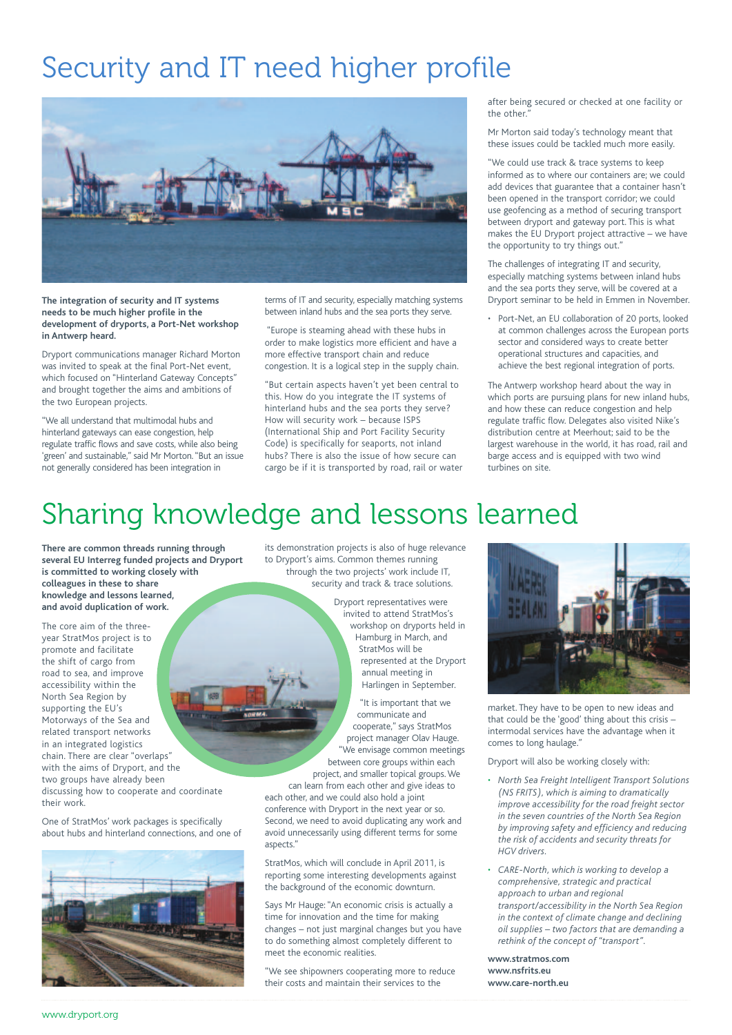# Security and IT need higher profile

**The integration of security and IT systems needs to be much higher profile in the development of dryports, a Port-Net workshop in Antwerp heard.**

Dryport communications manager Richard Morton was invited to speak at the final Port-Net event, which focused on "Hinterland Gateway Concepts" and brought together the aims and ambitions of the two European projects.

"We all understand that multimodal hubs and hinterland gateways can ease congestion, help regulate traffic flows and save costs, while also being 'green' and sustainable," said Mr Morton. "But an issue not generally considered has been integration in terms of IT and security, especially matching systems between inland hubs and the sea ports they serve.

"Europe is steaming ahead with these hubs in order to make logistics more efficient and have a more effective transport chain and reduce congestion. It is a logical step in the supply chain.

"But certain aspects haven't yet been central to this. How do you integrate the IT systems of hinterland hubs and the sea ports they serve? How will security work – because ISPS (International Ship and Port Facility Security Code) is specifically for seaports, not inland hubs? There is also the issue of how secure can cargo be if it is transported by road, rail or water after being secured or checked at one facility or the other."

Mr Morton said today's technology meant that these issues could be tackled much more easily.

"We could use track & trace systems to keep informed as to where our containers are; we could add devices that guarantee that a container hasn't been opened in the transport corridor; we could use geofencing as a method of securing transport between dryport and gateway port. This is what makes the EU Dryport project attractive – we have the opportunity to try things out."

The challenges of integrating IT and security, especially matching systems between inland hubs and the sea ports they serve, will be covered at a Dryport seminar to be held in Emmen in November.

- Port-Net, an EU collaboration of 20 ports, looked at common challenges across the European ports sector and considered ways to create better operational structures and capacities, and achieve the best regional integration of ports.

The Antwerp workshop heard about the way in which ports are pursuing plans for new inland hubs, and how these can reduce congestion and help regulate traffic flow. Delegates also visited Nike's distribution centre at Meerhout; said to be the largest warehouse in the world, it has road, rail and barge access and is equipped with two wind turbines on site.

# Sharing knowledge and lessons learned

**There are common threads running through several EU Interreg funded projects and Dryport is committed to working closely with colleagues in these to share knowledge and lessons learned, and avoid duplication of work.**

The core aim of the three-year StratMos project is to promote and facilitate the shift of cargo from road to sea, and improve accessibility within the North Sea Region by supporting the EU's Motorways of the Sea and related transport networks in an integrated logistics chain. There are clear "overlaps" with the aims of Dryport, and the two groups have already been discussing how to cooperate and coordinate their work.

One of StratMos' work packages is specifically about hubs and hinterland connections, and one of its demonstration projects is also of huge relevance to Dryport's aims. Common themes running through the two projects' work include IT, security and track & trace solutions.

Dryport representatives were invited to attend StratMos's workshop on dryports held in Hamburg in March, and StratMos will be represented at the Dryport annual meeting in Harlingen in September.

"It is important that we communicate and cooperate," says StratMos project manager Olav Hauge. "We envisage common meetings between core groups within each project, and smaller topical groups. We can learn from each other and give ideas to each other, and we could also hold a joint conference with Dryport in the next year or so. Second, we need to avoid duplicating any work and avoid unnecessarily using different terms for some aspects."

StratMos, which will conclude in April 2011, is reporting some interesting developments against the background of the economic downturn.

Says Mr Hauge: "An economic crisis is actually a time for innovation and the time for making changes – not just marginal changes but you have to do something almost completely different to meet the economic realities.

"We see shipowners cooperating more to reduce their costs and maintain their services to the market. They have to be open to new ideas and that could be the 'good' thing about this crisis – intermodal services have the advantage when it comes to long haulage."

Dryport will also be working closely with:

- *North Sea Freight Intelligent Transport Solutions (NS FRITS), which is aiming to dramatically improve accessibility for the road freight sector in the seven countries of the North Sea Region by improving safety and efficiency and reducing the risk of accidents and security threats for HGV drivers.*
- *CARE-North, which is working to develop a comprehensive, strategic and practical approach to urban and regional transport/accessibility in the North Sea Region in the context of climate change and declining oil supplies – two factors that are demanding a rethink of the concept of "transport".*

**www.stratmos.com**
**www.nsfrits.eu**
**www.care-north.eu**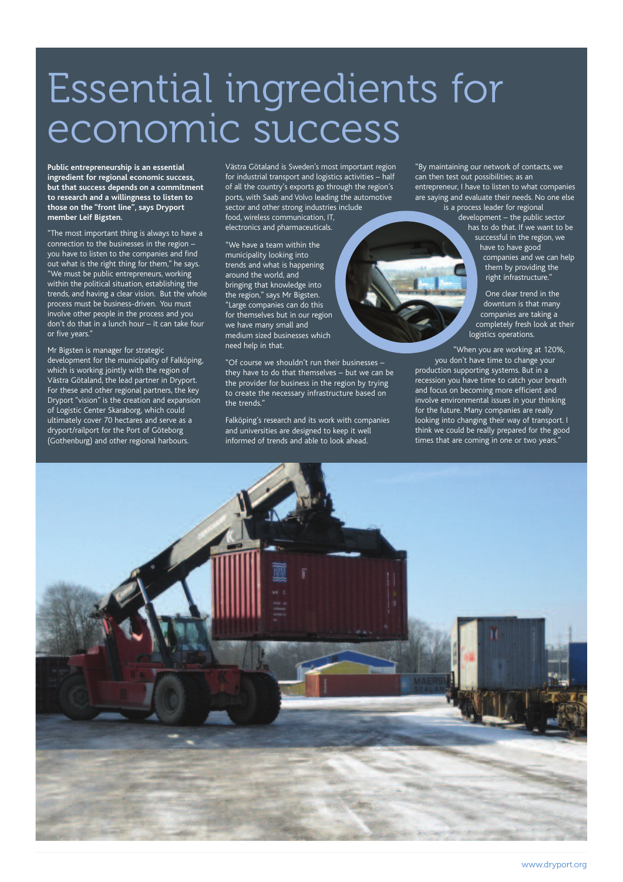# Essential ingredients for economic success

**Public entrepreneurship is an essential ingredient for regional economic success, but that success depends on a commitment to research and a willingness to listen to those on the "front line", says Dryport member Leif Bigsten.**

"The most important thing is always to have a connection to the businesses in the region – you have to listen to the companies and find out what is the right thing for them," he says. "We must be public entrepreneurs, working within the political situation, establishing the trends, and having a clear vision. But the whole process must be business-driven. You must involve other people in the process and you don't do that in a lunch hour – it can take four or five years."

Mr Bigsten is manager for strategic development for the municipality of Falköping, which is working jointly with the region of Västra Götaland, the lead partner in Dryport. For these and other regional partners, the key Dryport "vision" is the creation and expansion of Logistic Center Skaraborg, which could ultimately cover 70 hectares and serve as a dryport/railport for the Port of Göteborg (Gothenburg) and other regional harbours.

Västra Götaland is Sweden's most important region for industrial transport and logistics activities – half of all the country's exports go through the region's ports, with Saab and Volvo leading the automotive sector and other strong industries include food, wireless communication, IT, electronics and pharmaceuticals.

"We have a team within the municipality looking into trends and what is happening around the world, and bringing that knowledge into the region," says Mr Bigsten. "Large companies can do this for themselves but in our region we have many small and medium sized businesses which need help in that.

"Of course we shouldn't run their businesses – they have to do that themselves – but we can be the provider for business in the region by trying to create the necessary infrastructure based on the trends."

Falköping's research and its work with companies and universities are designed to keep it well informed of trends and able to look ahead.

"By maintaining our network of contacts, we can then test out possibilities; as an entrepreneur, I have to listen to what companies are saying and evaluate their needs. No one else is a process leader for regional development – the public sector has to do that. If we want to be successful in the region, we have to have good companies and we can help them by providing the right infrastructure."

One clear trend in the downturn is that many companies are taking a completely fresh look at their logistics operations.

"When you are working at 120%, you don't have time to change your production supporting systems. But in a recession you have time to catch your breath and focus on becoming more efficient and involve environmental issues in your thinking for the future. Many companies are really looking into changing their way of transport. I think we could be really prepared for the good times that are coming in one or two years."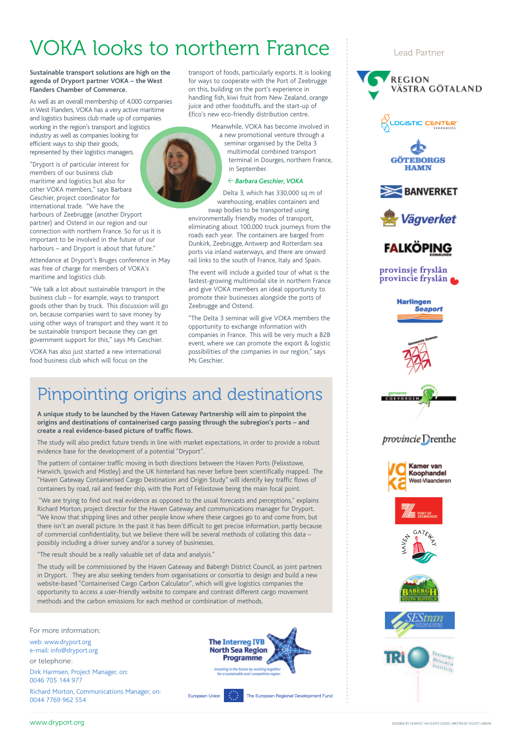# VOKA looks to northern France

**Sustainable transport solutions are high on the agenda of Dryport partner VOKA – the West Flanders Chamber of Commerce.**

As well as an overall membership of 4,000 companies in West Flanders, VOKA has a very active maritime and logistics business club made up of companies working in the region's transport and logistics industry as well as companies looking for efficient ways to ship their goods, represented by their logistics managers.

"Dryport is of particular interest for members of our business club maritime and logistics but also for other VOKA members," says Barbara Geschier, project coordinator for international trade. "We have the harbours of Zeebrugge (another Dryport partner) and Ostend in our region and our connection with northern France. So for us it is important to be involved in the future of our harbours – and Dryport is about that future."

Attendance at Dryport's Bruges conference in May was free of charge for members of VOKA's maritime and logistics club.

"We talk a lot about sustainable transport in the business club – for example, ways to transport goods other than by truck. This discussion will go on, because companies want to save money by using other ways of transport and they want it to be sustainable transport because they can get government support for this," says Ms Geschier.

VOKA has also just started a new international food business club which will focus on the transport of foods, particularly exports. It is looking for ways to cooperate with the Port of Zeebrugge on this, building on the port's experience in handling fish, kiwi fruit from New Zealand, orange juice and other foodstuffs, and the start-up of Efico's new eco-friendly distribution centre.

Meanwhile, VOKA has become involved in a new promotional venture through a seminar organised by the Delta 3 multimodal combined transport terminal in Dourges, northern France, in September.

*← Barbara Geschier, VOKA*

Delta 3, which has 330,000 sq m of warehousing, enables containers and swap bodies to be transported using environmentally friendly modes of transport, eliminating about 100,000 truck journeys from the roads each year. The containers are barged from Dunkirk, Zeebrugge, Antwerp and Rotterdam sea ports via inland waterways, and there are onward rail links to the south of France, Italy and Spain.

The event will include a guided tour of what is the fastest-growing multimodal site in northern France and give VOKA members an ideal opportunity to promote their businesses alongside the ports of Zeebrugge and Ostend.

"The Delta 3 seminar will give VOKA members the opportunity to exchange information with companies in France. This will be very much a B2B event, where we can promote the export & logistic possibilities of the companies in our region," says Ms Geschier.

# Pinpointing origins and destinations

**A unique study to be launched by the Haven Gateway Partnership will aim to pinpoint the origins and destinations of containerised cargo passing through the subregion's ports – and create a real evidence-based picture of traffic flows.**

The study will also predict future trends in line with market expectations, in order to provide a robust evidence base for the development of a potential "Dryport".

The pattern of container traffic moving in both directions between the Haven Ports (Felixstowe, Harwich, Ipswich and Mistley) and the UK hinterland has never before been scientifically mapped. The "Haven Gateway Containerised Cargo Destination and Origin Study" will identify key traffic flows of containers by road, rail and feeder ship, with the Port of Felixstowe being the main focal point.

"We are trying to find out real evidence as opposed to the usual forecasts and perceptions," explains Richard Morton, project director for the Haven Gateway and communications manager for Dryport. "We know that shipping lines and other people know where these cargoes go to and come from, but there isn't an overall picture. In the past it has been difficult to get precise information, partly because of commercial confidentiality, but we believe there will be several methods of collating this data – possibly including a driver survey and/or a survey of businesses.

"The result should be a really valuable set of data and analysis."

The study will be commissioned by the Haven Gateway and Babergh District Council, as joint partners in Dryport. They are also seeking tenders from organisations or consortia to design and build a new website-based "Containerised Cargo Carbon Calculator", which will give logistics companies the opportunity to access a user-friendly website to compare and contrast different cargo movement methods and the carbon emissions for each method or combination of methods.

For more information:

web: www.dryport.org
e-mail: info@dryport.org

or telephone:

Dirk Harmsen, Project Manager, on: 0046 705 144 977

Richard Morton, Communications Manager, on: 0044 7769 962 554

The Interreg IVB North Sea Region Programme
*Investing in the future by working together for a sustainable and competitive region*

European Union — The European Regional Development Fund

Lead Partner

Region Västra Götaland

Logistic Center Skaraborg

Göteborgs Hamn

Banverket

Vägverket

Falköping Kommunen

provinsje fryslân / provincie fryslân

Harlingen Seaport

Gemeente Emmen

gemeente Coevorden

provincie Drenthe

VOKA Kamer van Koophandel West-Vlaanderen

Port of Zeebrugge

Haven Gateway

Babergh South Suffolk

SEStran

TRi Transport Research Institute

www.dryport.org

DESIGNED BY CATAPULT +44 (0)1473 213000 | WRITTEN BY FELICITY LANDON